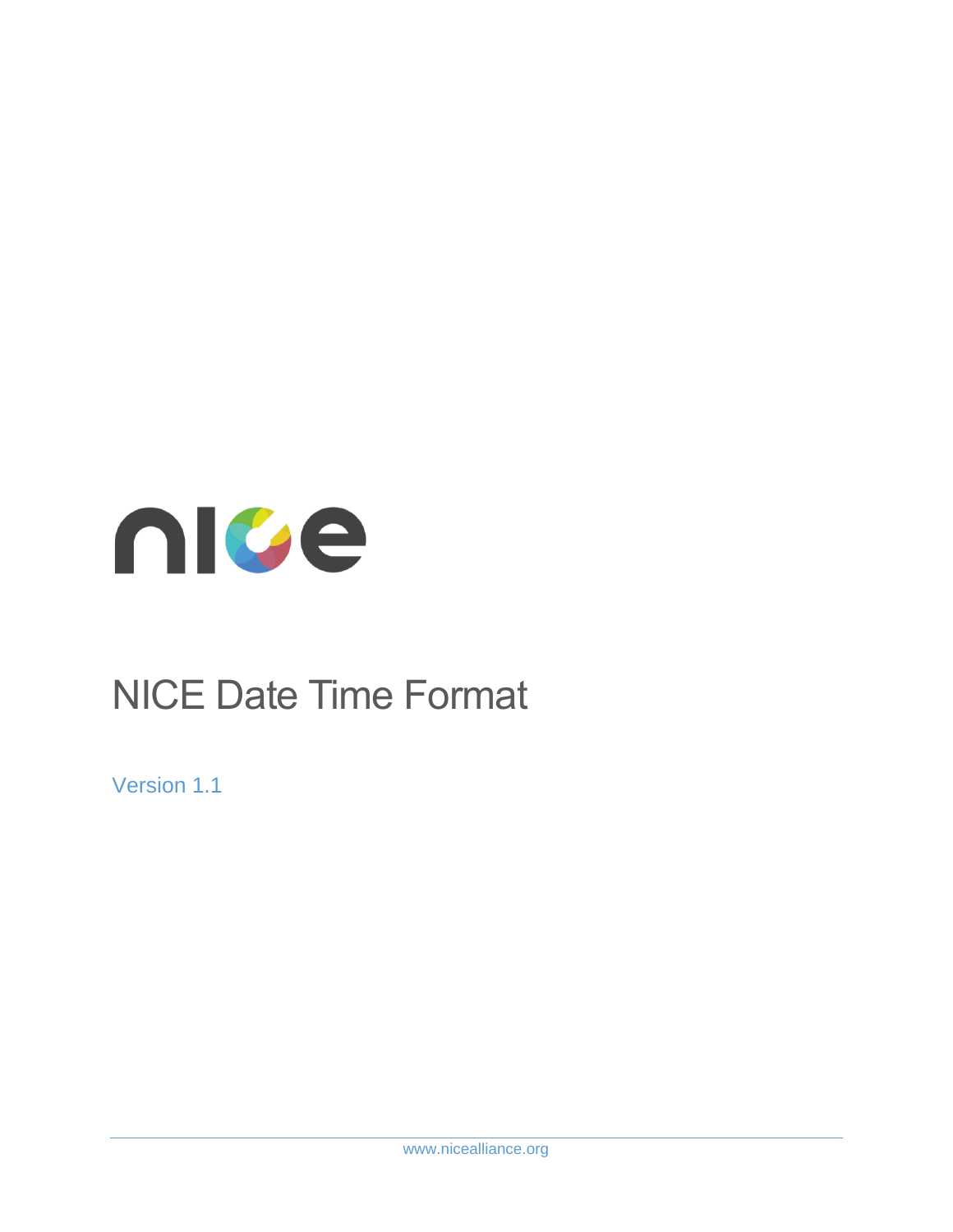# NICE Date Time Format

Version 1.1

www.nicealliance.org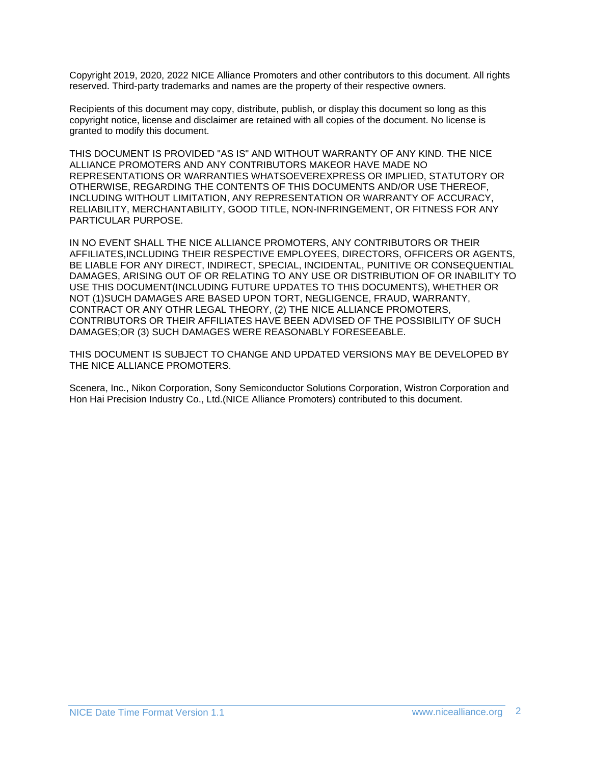Copyright 2019, 2020, 2022 NICE Alliance Promoters and other contributors to this document. All rights reserved. Third-party trademarks and names are the property of their respective owners.

Recipients of this document may copy, distribute, publish, or display this document so long as this copyright notice, license and disclaimer are retained with all copies of the document. No license is granted to modify this document.

THIS DOCUMENT IS PROVIDED "AS IS" AND WITHOUT WARRANTY OF ANY KIND. THE NICE ALLIANCE PROMOTERS AND ANY CONTRIBUTORS MAKEOR HAVE MADE NO REPRESENTATIONS OR WARRANTIES WHATSOEVEREXPRESS OR IMPLIED, STATUTORY OR OTHERWISE, REGARDING THE CONTENTS OF THIS DOCUMENTS AND/OR USE THEREOF, INCLUDING WITHOUT LIMITATION, ANY REPRESENTATION OR WARRANTY OF ACCURACY, RELIABILITY, MERCHANTABILITY, GOOD TITLE, NON-INFRINGEMENT, OR FITNESS FOR ANY PARTICULAR PURPOSE.

IN NO EVENT SHALL THE NICE ALLIANCE PROMOTERS, ANY CONTRIBUTORS OR THEIR AFFILIATES,INCLUDING THEIR RESPECTIVE EMPLOYEES, DIRECTORS, OFFICERS OR AGENTS, BE LIABLE FOR ANY DIRECT, INDIRECT, SPECIAL, INCIDENTAL, PUNITIVE OR CONSEQUENTIAL DAMAGES, ARISING OUT OF OR RELATING TO ANY USE OR DISTRIBUTION OF OR INABILITY TO USE THIS DOCUMENT(INCLUDING FUTURE UPDATES TO THIS DOCUMENTS), WHETHER OR NOT (1)SUCH DAMAGES ARE BASED UPON TORT, NEGLIGENCE, FRAUD, WARRANTY, CONTRACT OR ANY OTHR LEGAL THEORY, (2) THE NICE ALLIANCE PROMOTERS, CONTRIBUTORS OR THEIR AFFILIATES HAVE BEEN ADVISED OF THE POSSIBILITY OF SUCH DAMAGES;OR (3) SUCH DAMAGES WERE REASONABLY FORESEEABLE.

THIS DOCUMENT IS SUBJECT TO CHANGE AND UPDATED VERSIONS MAY BE DEVELOPED BY THE NICE ALLIANCE PROMOTERS.

Scenera, Inc., Nikon Corporation, Sony Semiconductor Solutions Corporation, Wistron Corporation and Hon Hai Precision Industry Co., Ltd.(NICE Alliance Promoters) contributed to this document.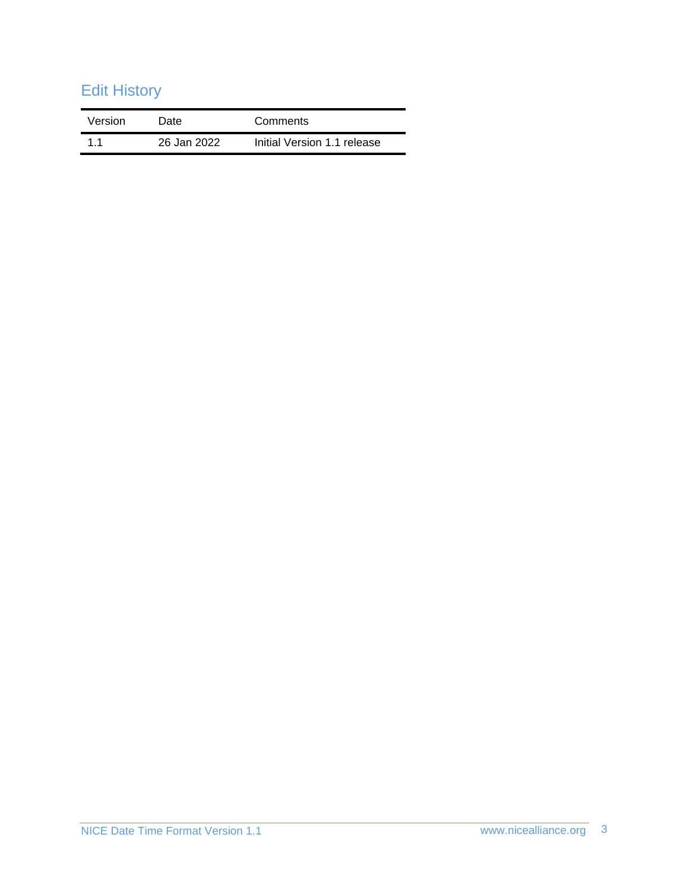## Edit History

| Version | Date | Comments |
|---|---|---|
| 1.1 | 26 Jan 2022 | Initial Version 1.1 release |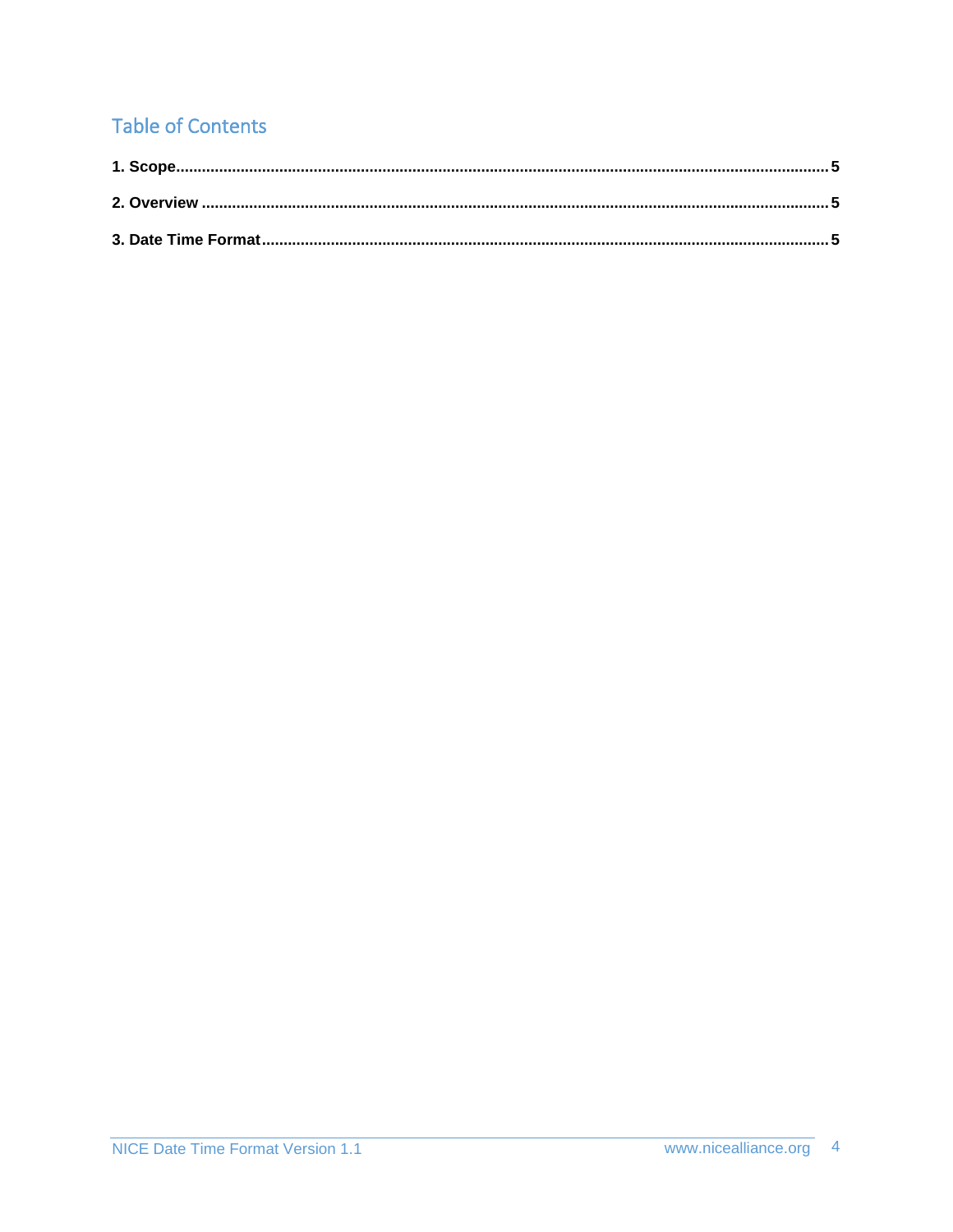# Table of Contents

**1. Scope** .......... **5**

**2. Overview** .......... **5**

**3. Date Time Format** .......... **5**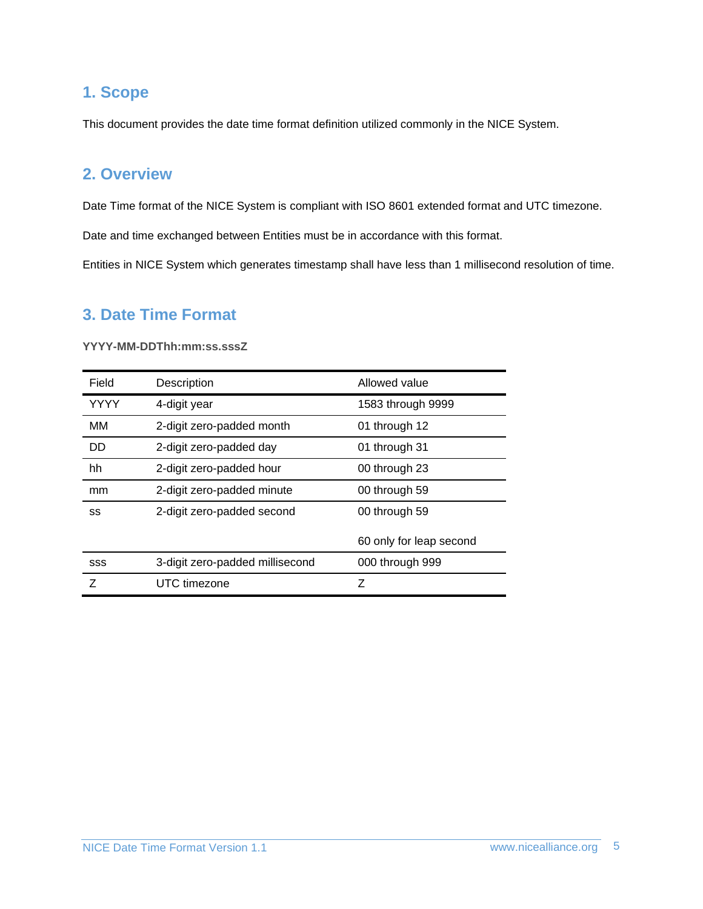## 1. Scope

This document provides the date time format definition utilized commonly in the NICE System.

## 2. Overview

Date Time format of the NICE System is compliant with ISO 8601 extended format and UTC timezone.

Date and time exchanged between Entities must be in accordance with this format.

Entities in NICE System which generates timestamp shall have less than 1 millisecond resolution of time.

## 3. Date Time Format

**YYYY-MM-DDThh:mm:ss.sssZ**

| Field | Description | Allowed value |
|---|---|---|
| YYYY | 4-digit year | 1583 through 9999 |
| MM | 2-digit zero-padded month | 01 through 12 |
| DD | 2-digit zero-padded day | 01 through 31 |
| hh | 2-digit zero-padded hour | 00 through 23 |
| mm | 2-digit zero-padded minute | 00 through 59 |
| ss | 2-digit zero-padded second | 00 through 59<br><br>60 only for leap second |
| sss | 3-digit zero-padded millisecond | 000 through 999 |
| Z | UTC timezone | Z |